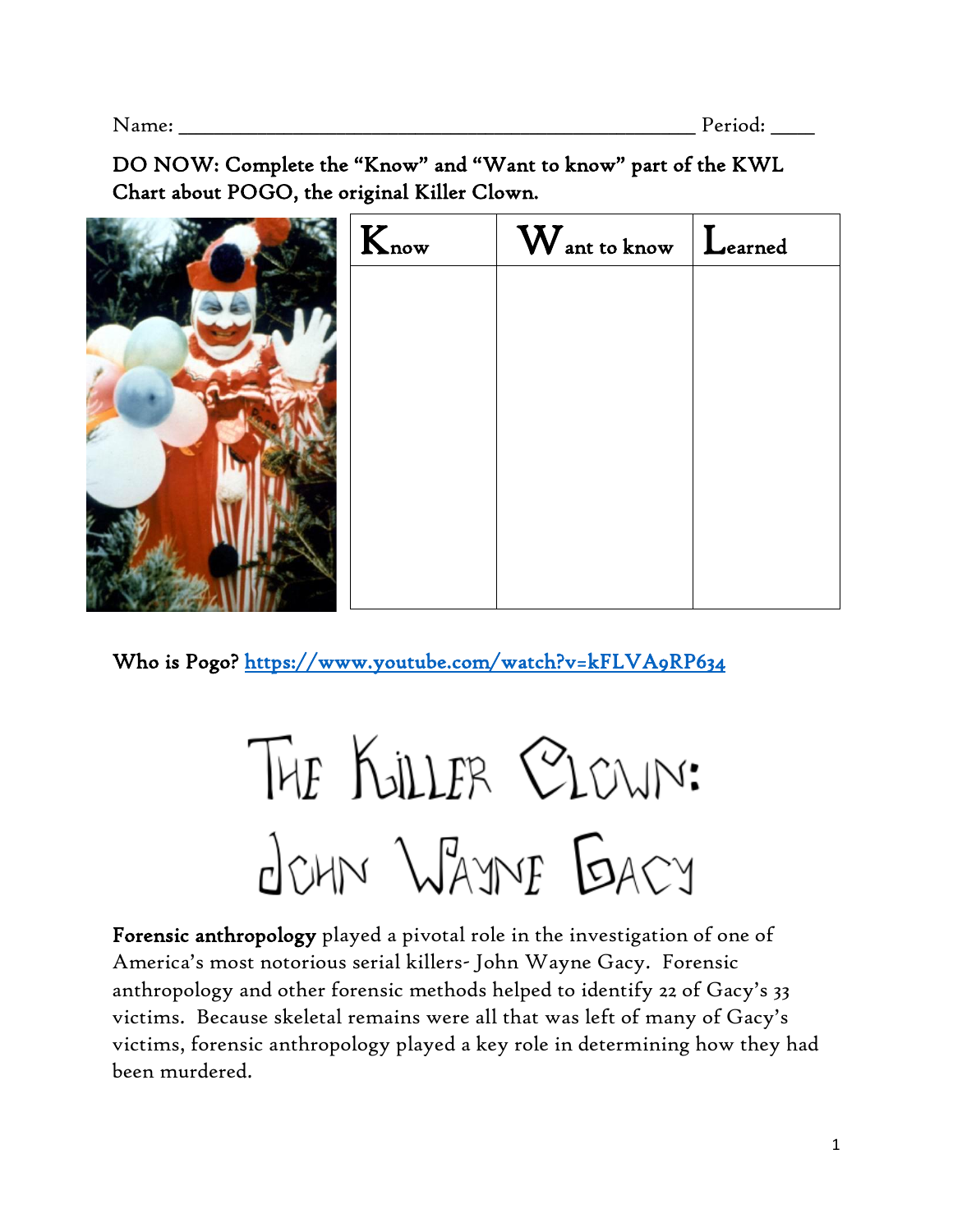Name: ______________________________________________ Period: ____

**DO NOW: Complete the "Know" and "Want to know" part of the KWL Chart about POGO, the original Killer Clown.**

| Know | Want to know | Learned |
| --- | --- | --- |
| | | |

**Who is Pogo?** [https://www.youtube.com/watch?v=kFLVA9RP634](https://www.youtube.com/watch?v=kFLVA9RP634)

# The Killer Clown: John Wayne Gacy

**Forensic anthropology** played a pivotal role in the investigation of one of America's most notorious serial killers- John Wayne Gacy. Forensic anthropology and other forensic methods helped to identify 22 of Gacy's 33 victims. Because skeletal remains were all that was left of many of Gacy's victims, forensic anthropology played a key role in determining how they had been murdered.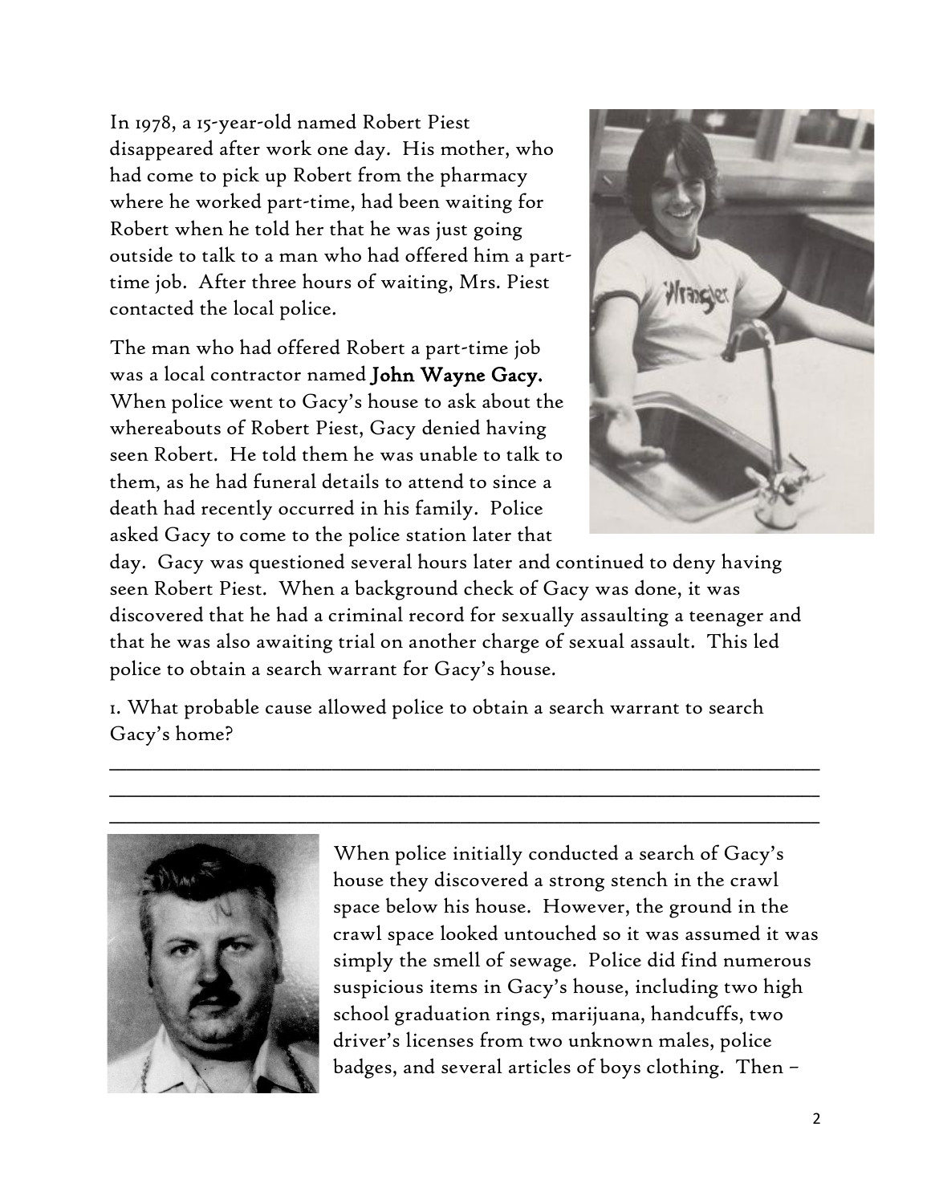In 1978, a 15-year-old named Robert Piest disappeared after work one day. His mother, who had come to pick up Robert from the pharmacy where he worked part-time, had been waiting for Robert when he told her that he was just going outside to talk to a man who had offered him a part-time job. After three hours of waiting, Mrs. Piest contacted the local police.

The man who had offered Robert a part-time job was a local contractor named **John Wayne Gacy.** When police went to Gacy's house to ask about the whereabouts of Robert Piest, Gacy denied having seen Robert. He told them he was unable to talk to them, as he had funeral details to attend to since a death had recently occurred in his family. Police asked Gacy to come to the police station later that day. Gacy was questioned several hours later and continued to deny having seen Robert Piest. When a background check of Gacy was done, it was discovered that he had a criminal record for sexually assaulting a teenager and that he was also awaiting trial on another charge of sexual assault. This led police to obtain a search warrant for Gacy's house.

1. What probable cause allowed police to obtain a search warrant to search Gacy's home?

\_\_\_\_\_\_\_\_\_\_\_\_\_\_\_\_\_\_\_\_\_\_\_\_\_\_\_\_\_\_\_\_\_\_\_\_\_\_\_\_\_\_\_\_\_\_\_\_\_\_\_\_\_\_\_\_\_\_\_\_\_\_\_\_
\_\_\_\_\_\_\_\_\_\_\_\_\_\_\_\_\_\_\_\_\_\_\_\_\_\_\_\_\_\_\_\_\_\_\_\_\_\_\_\_\_\_\_\_\_\_\_\_\_\_\_\_\_\_\_\_\_\_\_\_\_\_\_\_
\_\_\_\_\_\_\_\_\_\_\_\_\_\_\_\_\_\_\_\_\_\_\_\_\_\_\_\_\_\_\_\_\_\_\_\_\_\_\_\_\_\_\_\_\_\_\_\_\_\_\_\_\_\_\_\_\_\_\_\_\_\_\_\_

When police initially conducted a search of Gacy's house they discovered a strong stench in the crawl space below his house. However, the ground in the crawl space looked untouched so it was assumed it was simply the smell of sewage. Police did find numerous suspicious items in Gacy's house, including two high school graduation rings, marijuana, handcuffs, two driver's licenses from two unknown males, police badges, and several articles of boys clothing. Then –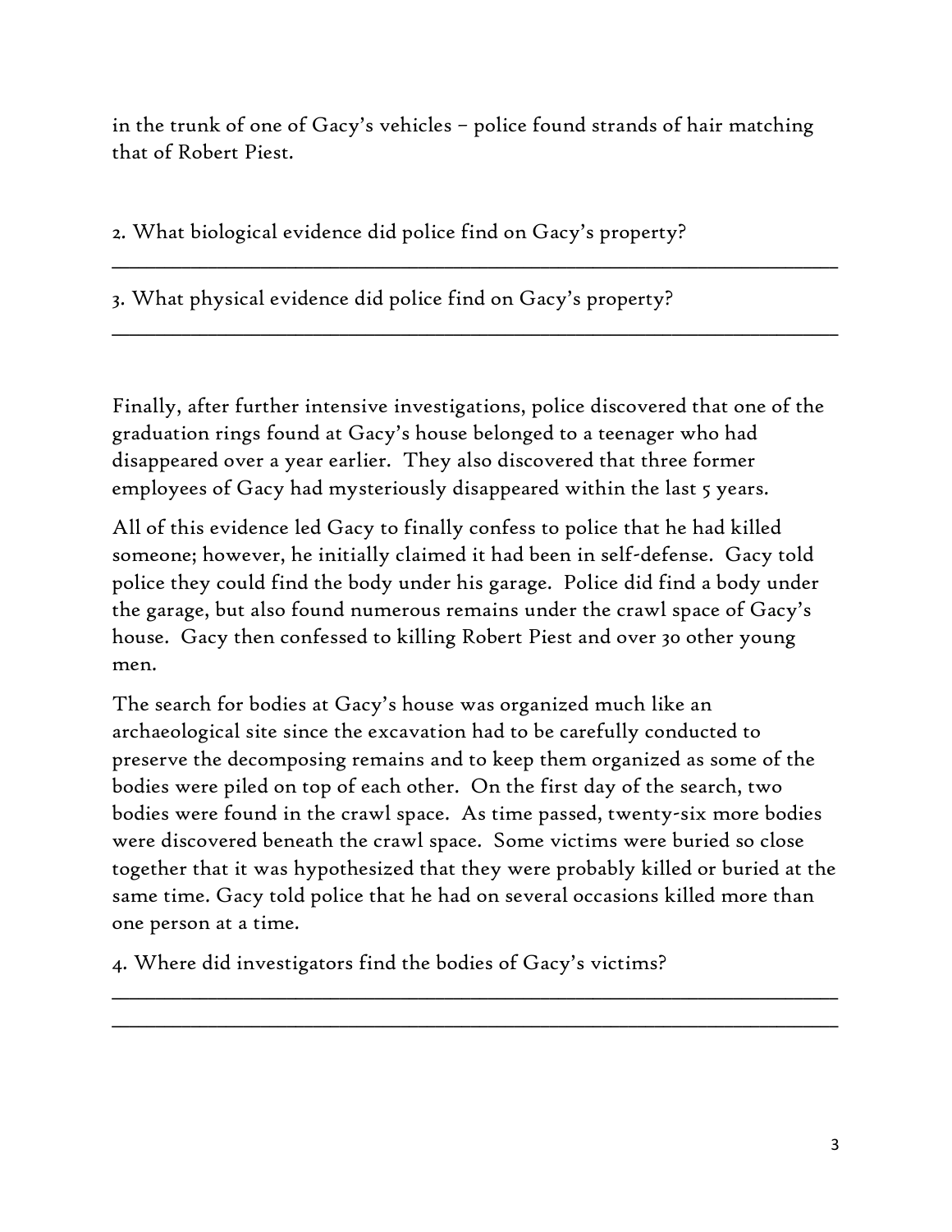in the trunk of one of Gacy's vehicles – police found strands of hair matching that of Robert Piest.

2. What biological evidence did police find on Gacy's property?

___________________________________________________________________

3. What physical evidence did police find on Gacy's property?

___________________________________________________________________

Finally, after further intensive investigations, police discovered that one of the graduation rings found at Gacy's house belonged to a teenager who had disappeared over a year earlier. They also discovered that three former employees of Gacy had mysteriously disappeared within the last 5 years.

All of this evidence led Gacy to finally confess to police that he had killed someone; however, he initially claimed it had been in self-defense. Gacy told police they could find the body under his garage. Police did find a body under the garage, but also found numerous remains under the crawl space of Gacy's house. Gacy then confessed to killing Robert Piest and over 30 other young men.

The search for bodies at Gacy's house was organized much like an archaeological site since the excavation had to be carefully conducted to preserve the decomposing remains and to keep them organized as some of the bodies were piled on top of each other. On the first day of the search, two bodies were found in the crawl space. As time passed, twenty-six more bodies were discovered beneath the crawl space. Some victims were buried so close together that it was hypothesized that they were probably killed or buried at the same time. Gacy told police that he had on several occasions killed more than one person at a time.

4. Where did investigators find the bodies of Gacy's victims?

___________________________________________________________________

___________________________________________________________________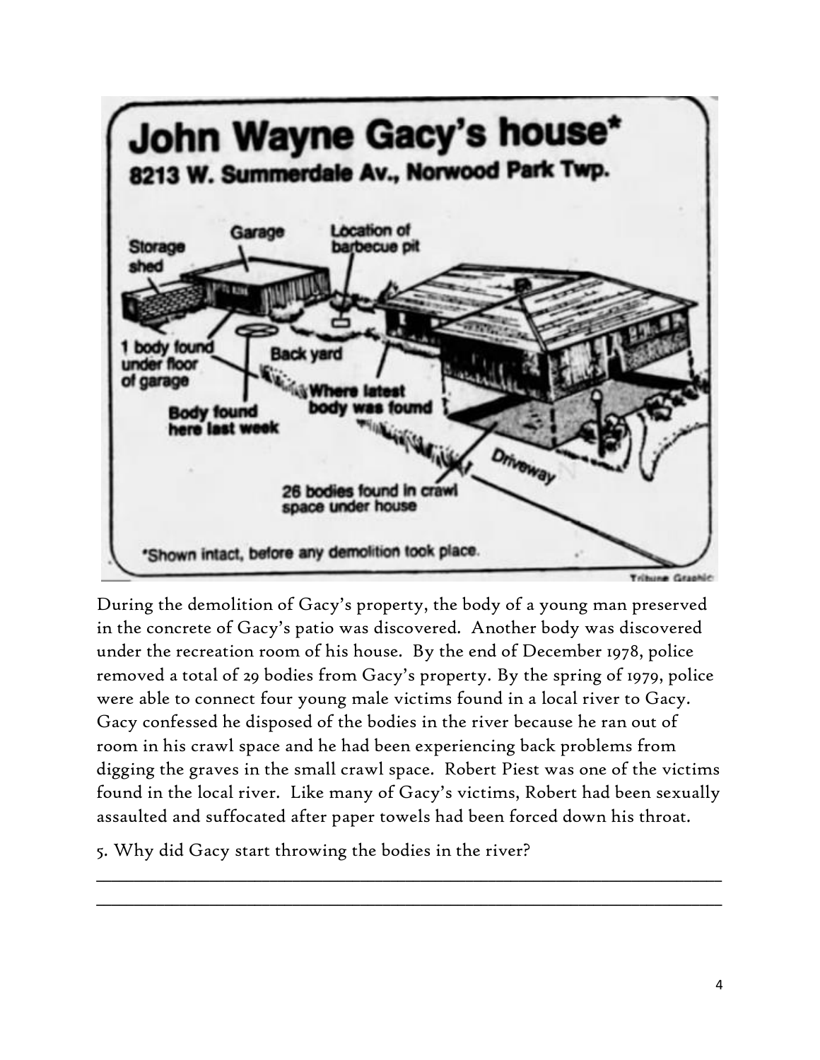# John Wayne Gacy's house*

**8213 W. Summerdale Av., Norwood Park Twp.**

Storage shed

Garage

Location of barbecue pit

1 body found under floor of garage

Back yard

Where latest body was found

Body found here last week

Driveway

26 bodies found in crawl space under house

*Shown intact, before any demolition took place.

Tribune Graphic

During the demolition of Gacy's property, the body of a young man preserved in the concrete of Gacy's patio was discovered. Another body was discovered under the recreation room of his house. By the end of December 1978, police removed a total of 29 bodies from Gacy's property. By the spring of 1979, police were able to connect four young male victims found in a local river to Gacy. Gacy confessed he disposed of the bodies in the river because he ran out of room in his crawl space and he had been experiencing back problems from digging the graves in the small crawl space. Robert Piest was one of the victims found in the local river. Like many of Gacy's victims, Robert had been sexually assaulted and suffocated after paper towels had been forced down his throat.

5. Why did Gacy start throwing the bodies in the river?

______________________________________________________________________

______________________________________________________________________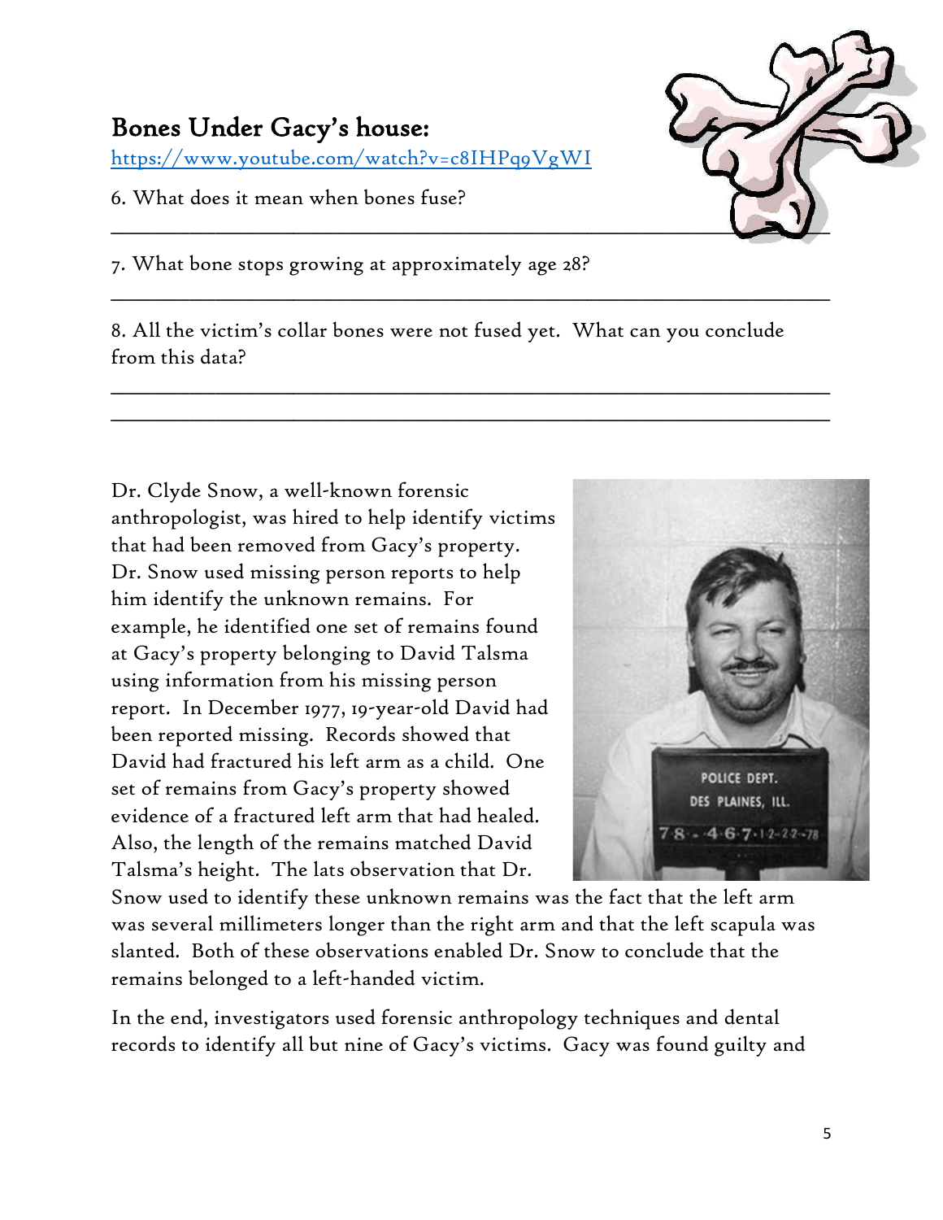## Bones Under Gacy's house:

https://www.youtube.com/watch?v=c8IHPq9VgWI

6. What does it mean when bones fuse?

______________________________________________________________________

7. What bone stops growing at approximately age 28?

______________________________________________________________________

8. All the victim's collar bones were not fused yet. What can you conclude from this data?

______________________________________________________________________

______________________________________________________________________

Dr. Clyde Snow, a well-known forensic anthropologist, was hired to help identify victims that had been removed from Gacy's property. Dr. Snow used missing person reports to help him identify the unknown remains. For example, he identified one set of remains found at Gacy's property belonging to David Talsma using information from his missing person report. In December 1977, 19-year-old David had been reported missing. Records showed that David had fractured his left arm as a child. One set of remains from Gacy's property showed evidence of a fractured left arm that had healed. Also, the length of the remains matched David Talsma's height. The lats observation that Dr. Snow used to identify these unknown remains was the fact that the left arm was several millimeters longer than the right arm and that the left scapula was slanted. Both of these observations enabled Dr. Snow to conclude that the remains belonged to a left-handed victim.

In the end, investigators used forensic anthropology techniques and dental records to identify all but nine of Gacy's victims. Gacy was found guilty and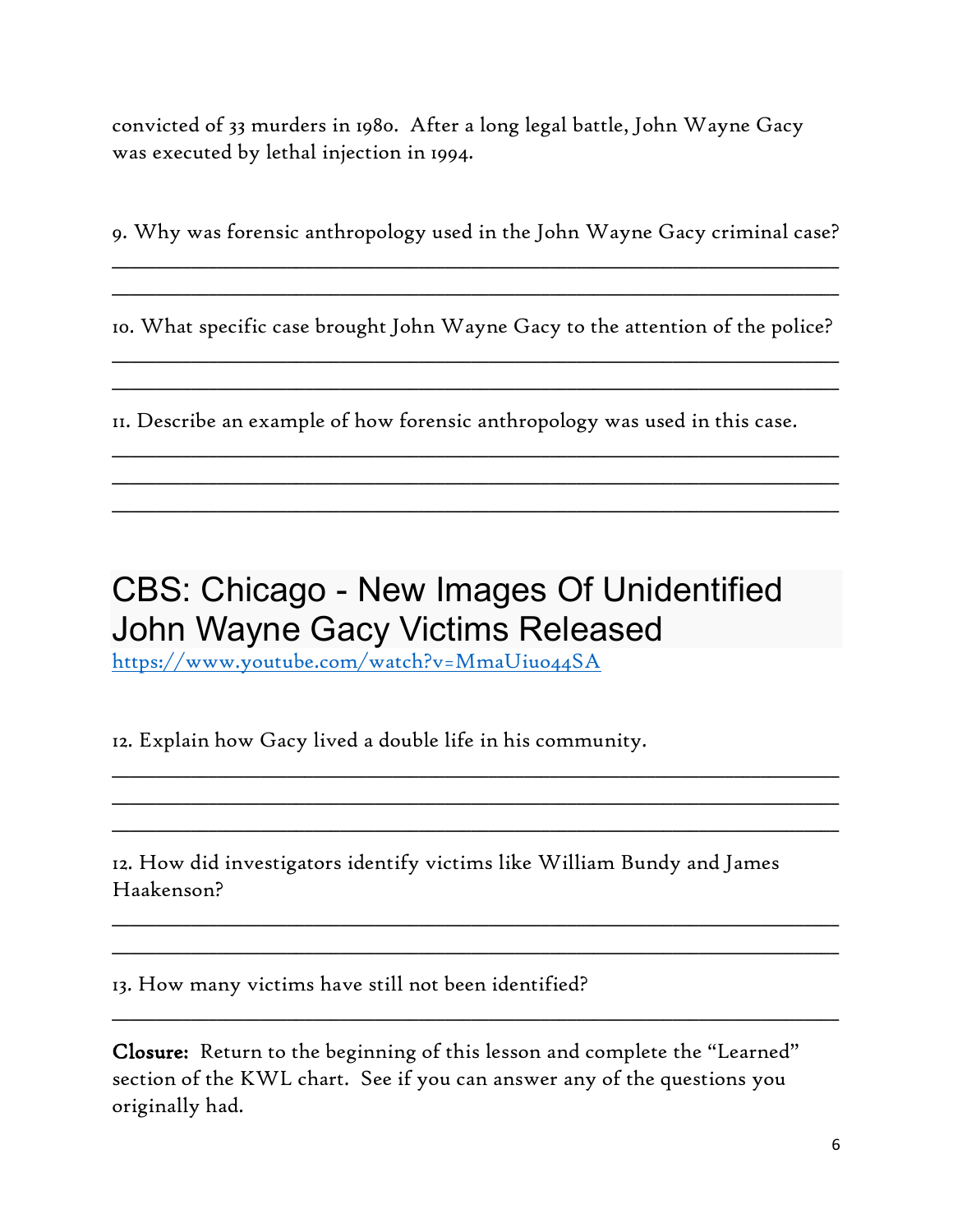convicted of 33 murders in 1980. After a long legal battle, John Wayne Gacy was executed by lethal injection in 1994.

9. Why was forensic anthropology used in the John Wayne Gacy criminal case?

\_\_\_\_\_\_\_\_\_\_\_\_\_\_\_\_\_\_\_\_\_\_\_\_\_\_\_\_\_\_\_\_\_\_\_\_\_\_\_\_\_\_\_\_\_\_\_\_\_\_\_\_\_\_\_\_\_\_\_\_

\_\_\_\_\_\_\_\_\_\_\_\_\_\_\_\_\_\_\_\_\_\_\_\_\_\_\_\_\_\_\_\_\_\_\_\_\_\_\_\_\_\_\_\_\_\_\_\_\_\_\_\_\_\_\_\_\_\_\_\_

10. What specific case brought John Wayne Gacy to the attention of the police?

\_\_\_\_\_\_\_\_\_\_\_\_\_\_\_\_\_\_\_\_\_\_\_\_\_\_\_\_\_\_\_\_\_\_\_\_\_\_\_\_\_\_\_\_\_\_\_\_\_\_\_\_\_\_\_\_\_\_\_\_

\_\_\_\_\_\_\_\_\_\_\_\_\_\_\_\_\_\_\_\_\_\_\_\_\_\_\_\_\_\_\_\_\_\_\_\_\_\_\_\_\_\_\_\_\_\_\_\_\_\_\_\_\_\_\_\_\_\_\_\_

11. Describe an example of how forensic anthropology was used in this case.

\_\_\_\_\_\_\_\_\_\_\_\_\_\_\_\_\_\_\_\_\_\_\_\_\_\_\_\_\_\_\_\_\_\_\_\_\_\_\_\_\_\_\_\_\_\_\_\_\_\_\_\_\_\_\_\_\_\_\_\_

\_\_\_\_\_\_\_\_\_\_\_\_\_\_\_\_\_\_\_\_\_\_\_\_\_\_\_\_\_\_\_\_\_\_\_\_\_\_\_\_\_\_\_\_\_\_\_\_\_\_\_\_\_\_\_\_\_\_\_\_

\_\_\_\_\_\_\_\_\_\_\_\_\_\_\_\_\_\_\_\_\_\_\_\_\_\_\_\_\_\_\_\_\_\_\_\_\_\_\_\_\_\_\_\_\_\_\_\_\_\_\_\_\_\_\_\_\_\_\_\_

## CBS: Chicago - New Images Of Unidentified John Wayne Gacy Victims Released

https://www.youtube.com/watch?v=MmaUiuo44SA

12. Explain how Gacy lived a double life in his community.

\_\_\_\_\_\_\_\_\_\_\_\_\_\_\_\_\_\_\_\_\_\_\_\_\_\_\_\_\_\_\_\_\_\_\_\_\_\_\_\_\_\_\_\_\_\_\_\_\_\_\_\_\_\_\_\_\_\_\_\_

\_\_\_\_\_\_\_\_\_\_\_\_\_\_\_\_\_\_\_\_\_\_\_\_\_\_\_\_\_\_\_\_\_\_\_\_\_\_\_\_\_\_\_\_\_\_\_\_\_\_\_\_\_\_\_\_\_\_\_\_

\_\_\_\_\_\_\_\_\_\_\_\_\_\_\_\_\_\_\_\_\_\_\_\_\_\_\_\_\_\_\_\_\_\_\_\_\_\_\_\_\_\_\_\_\_\_\_\_\_\_\_\_\_\_\_\_\_\_\_\_

12. How did investigators identify victims like William Bundy and James Haakenson?

\_\_\_\_\_\_\_\_\_\_\_\_\_\_\_\_\_\_\_\_\_\_\_\_\_\_\_\_\_\_\_\_\_\_\_\_\_\_\_\_\_\_\_\_\_\_\_\_\_\_\_\_\_\_\_\_\_\_\_\_

\_\_\_\_\_\_\_\_\_\_\_\_\_\_\_\_\_\_\_\_\_\_\_\_\_\_\_\_\_\_\_\_\_\_\_\_\_\_\_\_\_\_\_\_\_\_\_\_\_\_\_\_\_\_\_\_\_\_\_\_

13. How many victims have still not been identified?

\_\_\_\_\_\_\_\_\_\_\_\_\_\_\_\_\_\_\_\_\_\_\_\_\_\_\_\_\_\_\_\_\_\_\_\_\_\_\_\_\_\_\_\_\_\_\_\_\_\_\_\_\_\_\_\_\_\_\_\_

**Closure:** Return to the beginning of this lesson and complete the "Learned" section of the KWL chart. See if you can answer any of the questions you originally had.